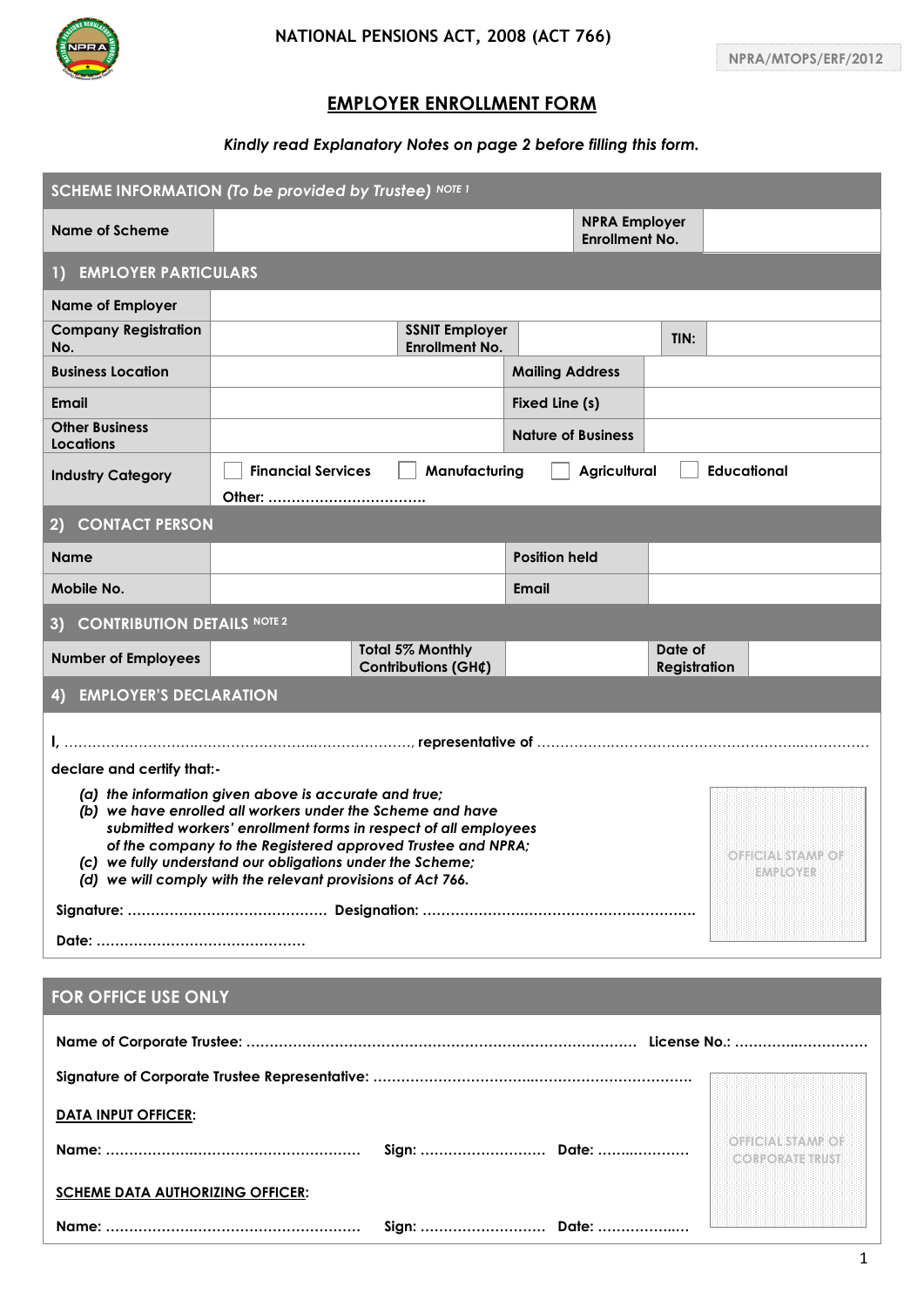NATIONAL PENSIONS ACT, 2008 (ACT 766)

NPRA/MTOPS/ERF/2012

# EMPLOYER ENROLLMENT FORM

*Kindly read Explanatory Notes on page 2 before filling this form.*

## SCHEME INFORMATION *(To be provided by Trustee)* NOTE 1

| Name of Scheme | | NPRA Employer Enrollment No. | |
|---|---|---|---|

## 1) EMPLOYER PARTICULARS

| Name of Employer | | | | | |
|---|---|---|---|---|---|
| Company Registration No. | | SSNIT Employer Enrollment No. | | TIN: | |
| Business Location | | Mailing Address | | | |
| Email | | Fixed Line (s) | | | |
| Other Business Locations | | Nature of Business | | | |
| Industry Category | ☐ Financial Services ☐ Manufacturing ☐ Agricultural ☐ Educational<br>Other: ………………………………. | | | | |

## 2) CONTACT PERSON

| Name | | Position held | |
|---|---|---|---|
| Mobile No. | | Email | |

## 3) CONTRIBUTION DETAILS NOTE 2

| Number of Employees | | Total 5% Monthly Contributions (GH₵) | | Date of Registration | |
|---|---|---|---|---|---|

## 4) EMPLOYER'S DECLARATION

I, ………………………………………………………………………, representative of ……………………………………………………………………

declare and certify that:-

*(a) the information given above is accurate and true;*
*(b) we have enrolled all workers under the Scheme and have submitted workers' enrollment forms in respect of all employees of the company to the Registered approved Trustee and NPRA;*
*(c) we fully understand our obligations under the Scheme;*
*(d) we will comply with the relevant provisions of Act 766.*

Signature: …………………………………… Designation: ……………………………………………………

Date: ………………………………………

OFFICIAL STAMP OF EMPLOYER

## FOR OFFICE USE ONLY

Name of Corporate Trustee: ………………………………………………………………………… License No.: …………………………

Signature of Corporate Trustee Representative: ……………………………………………………………

**DATA INPUT OFFICER:**

Name: ……………………………………………… Sign: …………………… Date: ………………

**SCHEME DATA AUTHORIZING OFFICER:**

Name: ……………………………………………… Sign: …………………… Date: ………………

OFFICIAL STAMP OF CORPORATE TRUST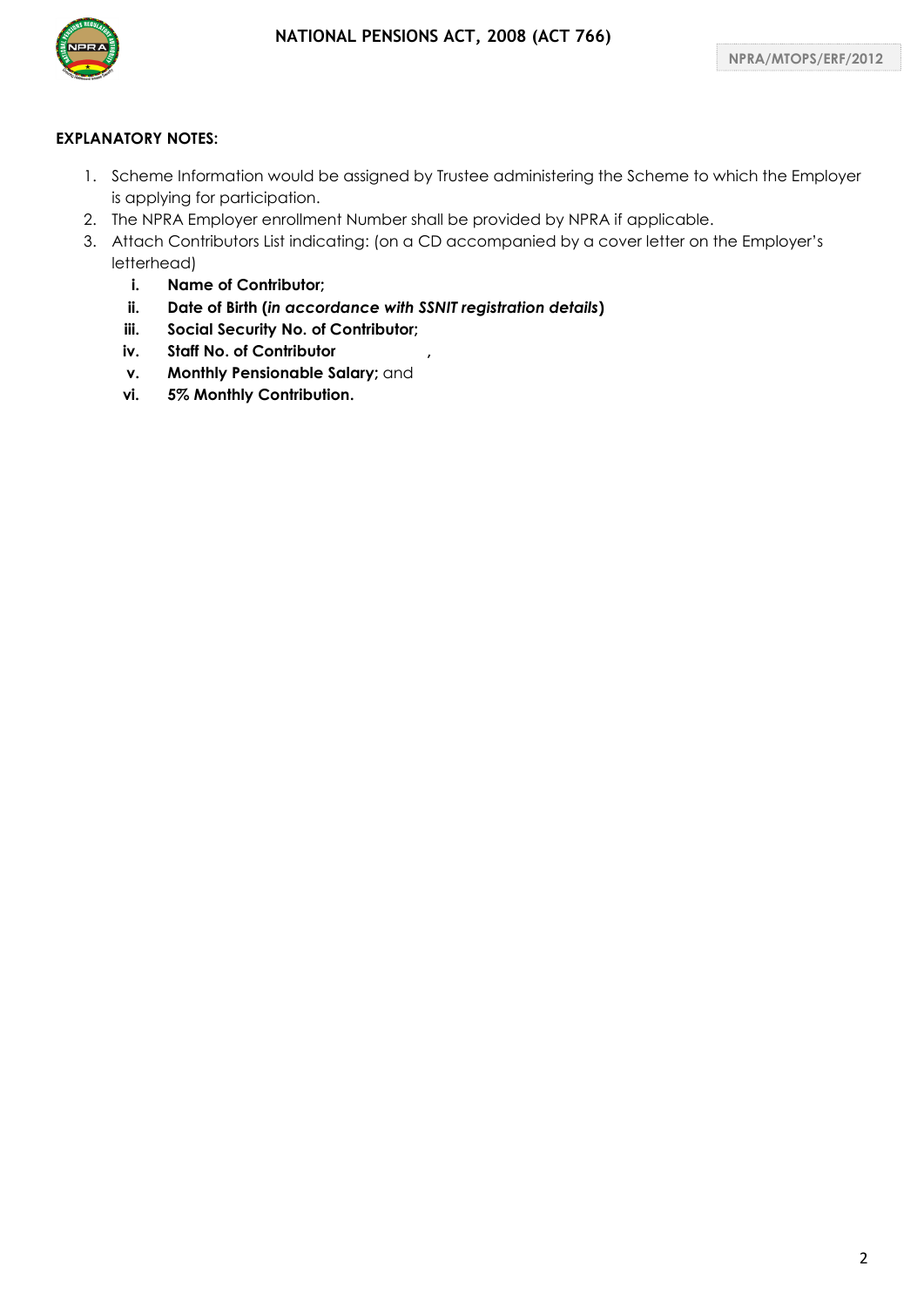**EXPLANATORY NOTES:**

1. Scheme Information would be assigned by Trustee administering the Scheme to which the Employer is applying for participation.
2. The NPRA Employer enrollment Number shall be provided by NPRA if applicable.
3. Attach Contributors List indicating: (on a CD accompanied by a cover letter on the Employer's letterhead)
   - i. **Name of Contributor;**
   - ii. **Date of Birth (*in accordance with SSNIT registration details*)**
   - iii. **Social Security No. of Contributor;**
   - iv. **Staff No. of Contributor ,**
   - v. **Monthly Pensionable Salary;** and
   - vi. **5% Monthly Contribution.**